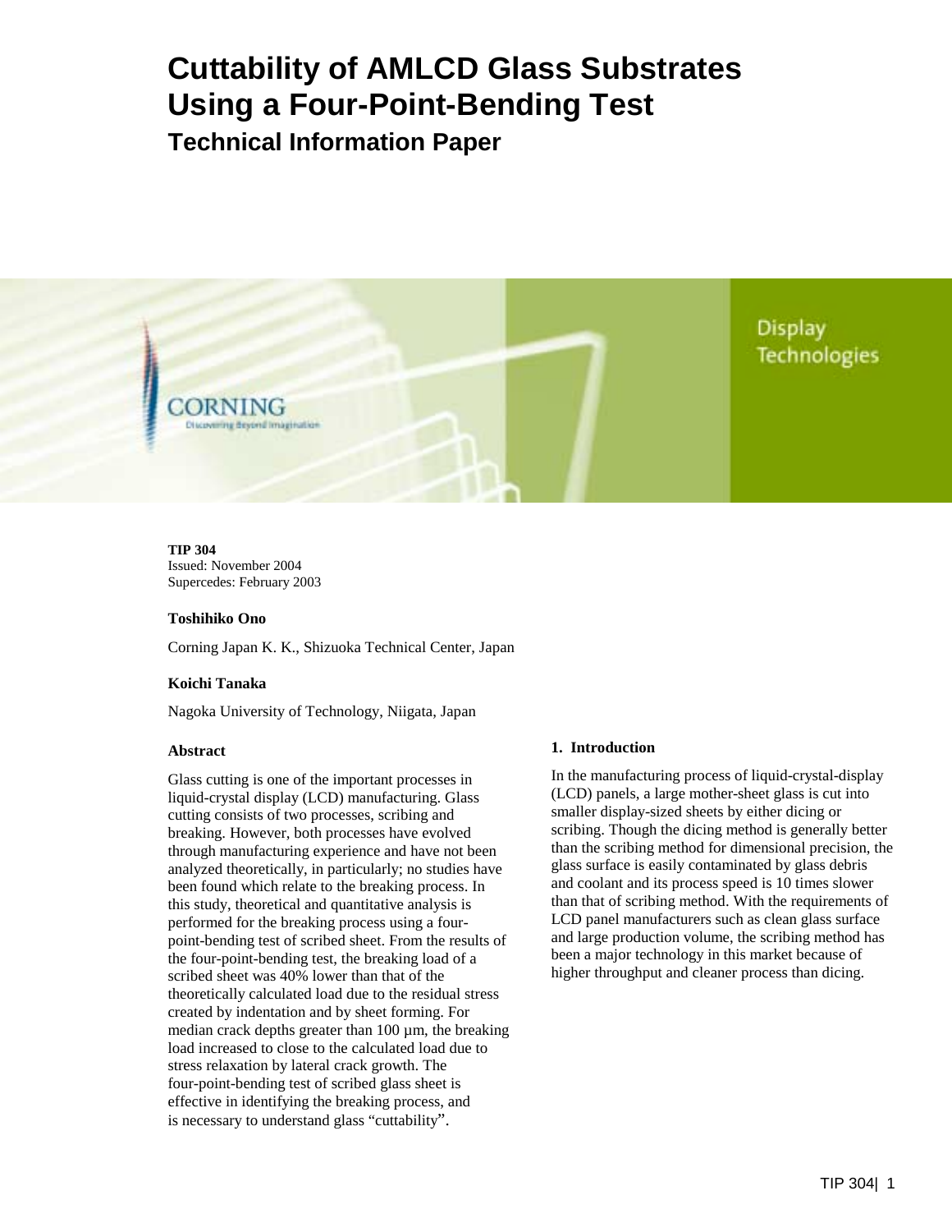# Cuttability of AMLCD Glass Substrates Using a Four-Point-Bending Test

## Technical Information Paper

Display Technologies

**TIP 304**
Issued: November 2004
Supercedes: February 2003

**Toshihiko Ono**

Corning Japan K. K., Shizuoka Technical Center, Japan

**Koichi Tanaka**

Nagoka University of Technology, Niigata, Japan

### Abstract

Glass cutting is one of the important processes in liquid-crystal display (LCD) manufacturing. Glass cutting consists of two processes, scribing and breaking. However, both processes have evolved through manufacturing experience and have not been analyzed theoretically, in particularly; no studies have been found which relate to the breaking process. In this study, theoretical and quantitative analysis is performed for the breaking process using a four-point-bending test of scribed sheet. From the results of the four-point-bending test, the breaking load of a scribed sheet was 40% lower than that of the theoretically calculated load due to the residual stress created by indentation and by sheet forming. For median crack depths greater than 100 µm, the breaking load increased to close to the calculated load due to stress relaxation by lateral crack growth. The four-point-bending test of scribed glass sheet is effective in identifying the breaking process, and is necessary to understand glass "cuttability".

### 1. Introduction

In the manufacturing process of liquid-crystal-display (LCD) panels, a large mother-sheet glass is cut into smaller display-sized sheets by either dicing or scribing. Though the dicing method is generally better than the scribing method for dimensional precision, the glass surface is easily contaminated by glass debris and coolant and its process speed is 10 times slower than that of scribing method. With the requirements of LCD panel manufacturers such as clean glass surface and large production volume, the scribing method has been a major technology in this market because of higher throughput and cleaner process than dicing.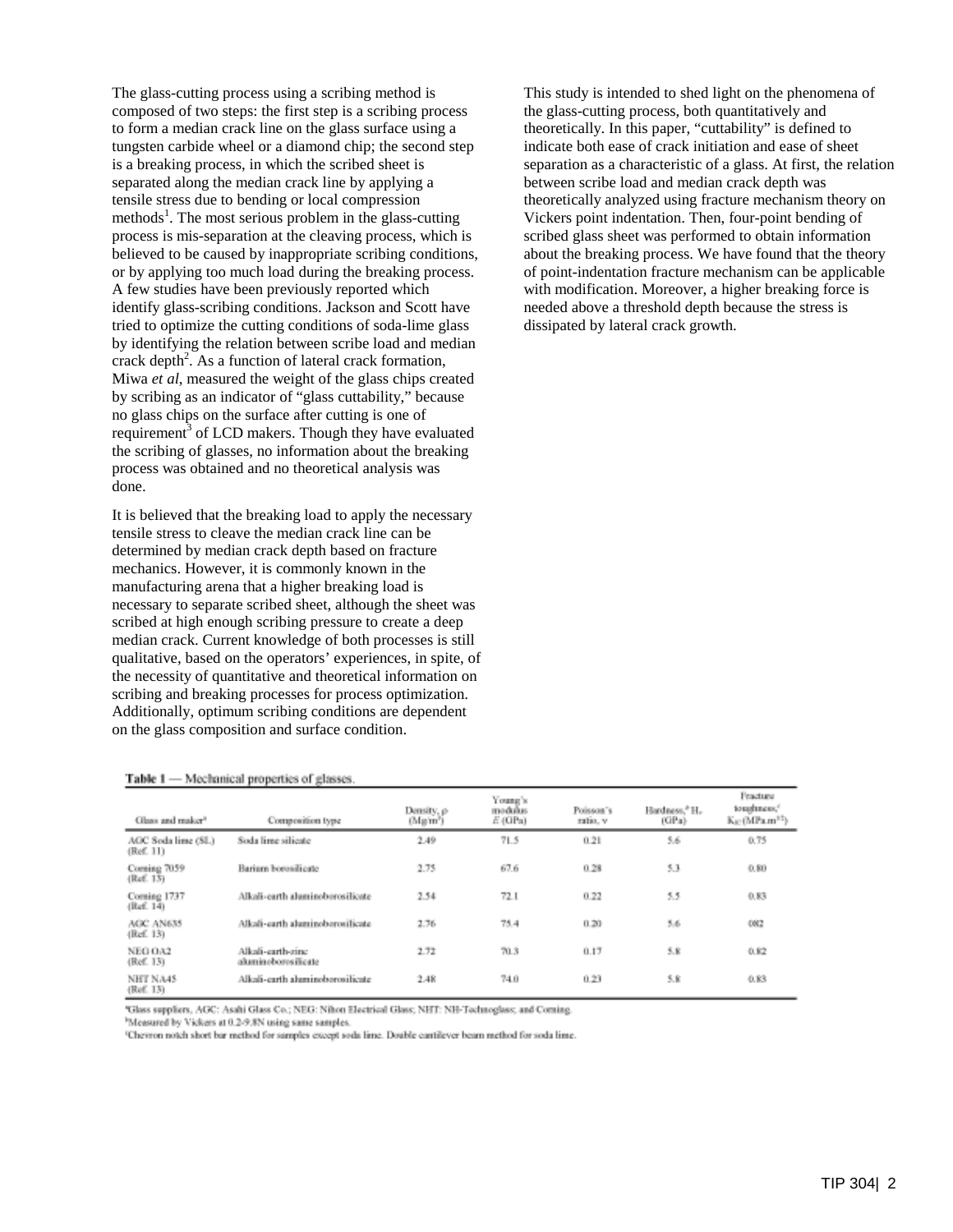The glass-cutting process using a scribing method is composed of two steps: the first step is a scribing process to form a median crack line on the glass surface using a tungsten carbide wheel or a diamond chip; the second step is a breaking process, in which the scribed sheet is separated along the median crack line by applying a tensile stress due to bending or local compression methods[1]. The most serious problem in the glass-cutting process is mis-separation at the cleaving process, which is believed to be caused by inappropriate scribing conditions, or by applying too much load during the breaking process. A few studies have been previously reported which identify glass-scribing conditions. Jackson and Scott have tried to optimize the cutting conditions of soda-lime glass by identifying the relation between scribe load and median crack depth[2]. As a function of lateral crack formation, Miwa *et al*, measured the weight of the glass chips created by scribing as an indicator of "glass cuttability," because no glass chips on the surface after cutting is one of requirement[3] of LCD makers. Though they have evaluated the scribing of glasses, no information about the breaking process was obtained and no theoretical analysis was done.

It is believed that the breaking load to apply the necessary tensile stress to cleave the median crack line can be determined by median crack depth based on fracture mechanics. However, it is commonly known in the manufacturing arena that a higher breaking load is necessary to separate scribed sheet, although the sheet was scribed at high enough scribing pressure to create a deep median crack. Current knowledge of both processes is still qualitative, based on the operators' experiences, in spite, of the necessity of quantitative and theoretical information on scribing and breaking processes for process optimization. Additionally, optimum scribing conditions are dependent on the glass composition and surface condition.

This study is intended to shed light on the phenomena of the glass-cutting process, both quantitatively and theoretically. In this paper, "cuttability" is defined to indicate both ease of crack initiation and ease of sheet separation as a characteristic of a glass. At first, the relation between scribe load and median crack depth was theoretically analyzed using fracture mechanism theory on Vickers point indentation. Then, four-point bending of scribed glass sheet was performed to obtain information about the breaking process. We have found that the theory of point-indentation fracture mechanism can be applicable with modification. Moreover, a higher breaking force is needed above a threshold depth because the stress is dissipated by lateral crack growth.

**Table 1** — Mechanical properties of glasses.

| Glass and maker[a] | Composition type | Density, $\rho$ (Mg/m$^3$) | Young's modulus $E$ (GPa) | Poisson's ratio, $\nu$ | Hardness,[b] $H_v$ (GPa) | Fracture toughness,[c] $K_{IC}$ (MPa.m$^{1/2}$) |
|---|---|---|---|---|---|---|
| AGC Soda lime (SL) (Ref. 11) | Soda lime silicate | 2.49 | 71.5 | 0.21 | 5.6 | 0.75 |
| Corning 7059 (Ref. 13) | Barium borosilicate | 2.75 | 67.6 | 0.28 | 5.3 | 0.80 |
| Corning 1737 (Ref. 14) | Alkali-earth aluminoborosilicate | 2.54 | 72.1 | 0.22 | 5.5 | 0.83 |
| AGC AN635 (Ref. 13) | Alkali-earth aluminoborosilicate | 2.76 | 75.4 | 0.20 | 5.6 | 082 |
| NEG OA2 (Ref. 13) | Alkali-earth-zinc aluminoborosilicate | 2.72 | 70.3 | 0.17 | 5.8 | 0.82 |
| NHT NA45 (Ref. 13) | Alkali-earth aluminoborosilicate | 2.48 | 74.0 | 0.23 | 5.8 | 0.83 |

[a]Glass suppliers, AGC: Asahi Glass Co.; NEG: Nihon Electrical Glass; NHT: NH-Technoglass; and Corning.
[b]Measured by Vickers at 0.2-9.8N using same samples.
[c]Chevron notch short bar method for samples except soda lime. Double cantilever beam method for soda lime.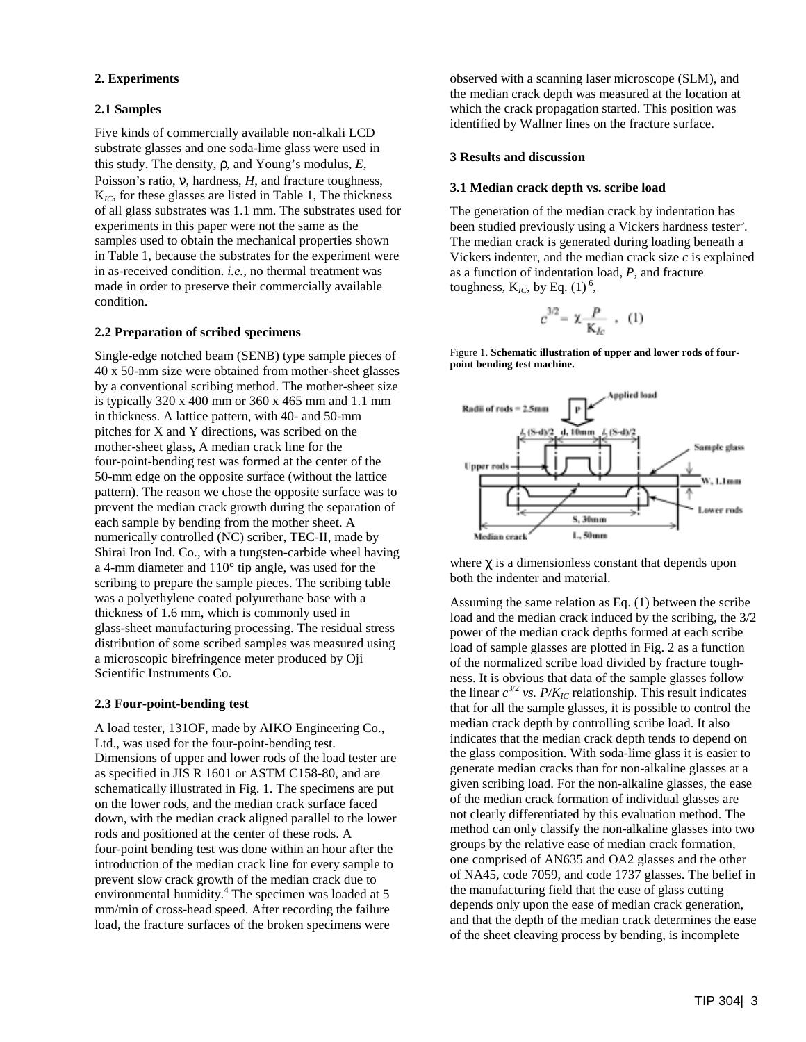## 2. Experiments

### 2.1 Samples

Five kinds of commercially available non-alkali LCD substrate glasses and one soda-lime glass were used in this study. The density, ρ, and Young's modulus, *E*, Poisson's ratio, ν, hardness, *H*, and fracture toughness, $K_{IC}$, for these glasses are listed in Table 1, The thickness of all glass substrates was 1.1 mm. The substrates used for experiments in this paper were not the same as the samples used to obtain the mechanical properties shown in Table 1, because the substrates for the experiment were in as-received condition. *i.e.,* no thermal treatment was made in order to preserve their commercially available condition.

### 2.2 Preparation of scribed specimens

Single-edge notched beam (SENB) type sample pieces of 40 x 50-mm size were obtained from mother-sheet glasses by a conventional scribing method. The mother-sheet size is typically 320 x 400 mm or 360 x 465 mm and 1.1 mm in thickness. A lattice pattern, with 40- and 50-mm pitches for X and Y directions, was scribed on the mother-sheet glass, A median crack line for the four-point-bending test was formed at the center of the 50-mm edge on the opposite surface (without the lattice pattern). The reason we chose the opposite surface was to prevent the median crack growth during the separation of each sample by bending from the mother sheet. A numerically controlled (NC) scriber, TEC-II, made by Shirai Iron Ind. Co., with a tungsten-carbide wheel having a 4-mm diameter and 110° tip angle, was used for the scribing to prepare the sample pieces. The scribing table was a polyethylene coated polyurethane base with a thickness of 1.6 mm, which is commonly used in glass-sheet manufacturing processing. The residual stress distribution of some scribed samples was measured using a microscopic birefringence meter produced by Oji Scientific Instruments Co.

### 2.3 Four-point-bending test

A load tester, 131OF, made by AIKO Engineering Co., Ltd., was used for the four-point-bending test. Dimensions of upper and lower rods of the load tester are as specified in JIS R 1601 or ASTM C158-80, and are schematically illustrated in Fig. 1. The specimens are put on the lower rods, and the median crack surface faced down, with the median crack aligned parallel to the lower rods and positioned at the center of these rods. A four-point bending test was done within an hour after the introduction of the median crack line for every sample to prevent slow crack growth of the median crack due to environmental humidity.[4] The specimen was loaded at 5 mm/min of cross-head speed. After recording the failure load, the fracture surfaces of the broken specimens were observed with a scanning laser microscope (SLM), and the median crack depth was measured at the location at which the crack propagation started. This position was identified by Wallner lines on the fracture surface.

## 3 Results and discussion

### 3.1 Median crack depth vs. scribe load

The generation of the median crack by indentation has been studied previously using a Vickers hardness tester[5]. The median crack is generated during loading beneath a Vickers indenter, and the median crack size *c* is explained as a function of indentation load, *P*, and fracture toughness, $K_{IC}$, by Eq. (1) [6],

$$c^{3/2} = \chi \frac{P}{K_{Ic}} \quad , \quad (1)$$

Figure 1. **Schematic illustration of upper and lower rods of four-point bending test machine.**

where χ is a dimensionless constant that depends upon both the indenter and material.

Assuming the same relation as Eq. (1) between the scribe load and the median crack induced by the scribing, the 3/2 power of the median crack depths formed at each scribe load of sample glasses are plotted in Fig. 2 as a function of the normalized scribe load divided by fracture toughness. It is obvious that data of the sample glasses follow the linear $c^{3/2}$ *vs.* $P/K_{IC}$ relationship. This result indicates that for all the sample glasses, it is possible to control the median crack depth by controlling scribe load. It also indicates that the median crack depth tends to depend on the glass composition. With soda-lime glass it is easier to generate median cracks than for non-alkaline glasses at a given scribing load. For the non-alkaline glasses, the ease of the median crack formation of individual glasses are not clearly differentiated by this evaluation method. The method can only classify the non-alkaline glasses into two groups by the relative ease of median crack formation, one comprised of AN635 and OA2 glasses and the other of NA45, code 7059, and code 1737 glasses. The belief in the manufacturing field that the ease of glass cutting depends only upon the ease of median crack generation, and that the depth of the median crack determines the ease of the sheet cleaving process by bending, is incomplete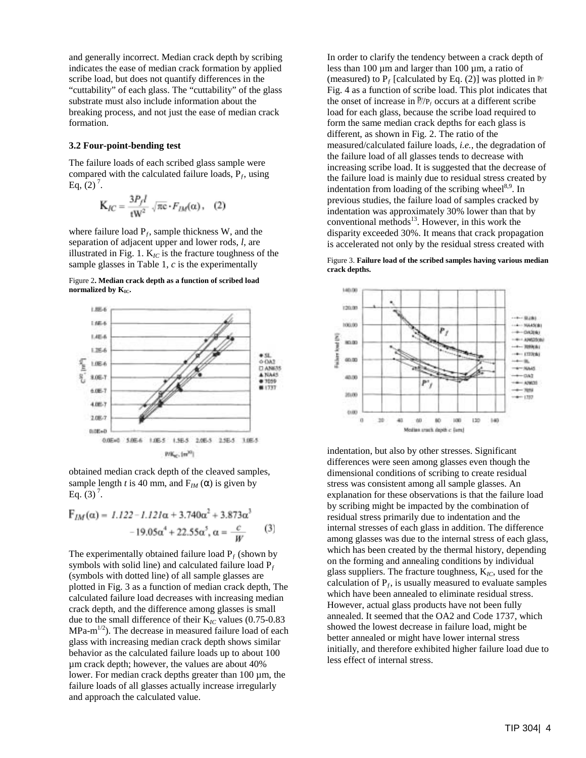and generally incorrect. Median crack depth by scribing indicates the ease of median crack formation by applied scribe load, but does not quantify differences in the "cuttability" of each glass. The "cuttability" of the glass substrate must also include information about the breaking process, and not just the ease of median crack formation.

### 3.2 Four-point-bending test

The failure loads of each scribed glass sample were compared with the calculated failure loads, $P_f$, using Eq. (2) [7].

$$K_{IC} = \frac{3P_f l}{tW^2}\sqrt{\pi c}\cdot F_{IM}(\alpha), \quad (2)$$

where failure load $P_f$, sample thickness W, and the separation of adjacent upper and lower rods, *l*, are illustrated in Fig. 1. $K_{IC}$ is the fracture toughness of the sample glasses in Table 1, *c* is the experimentally obtained median crack depth of the cleaved samples, sample length *t* is 40 mm, and $F_{IM}(\alpha)$ is given by Eq. (3) [7].

$$F_{IM}(\alpha) = 1.122 - 1.121\alpha + 3.740\alpha^2 + 3.873\alpha^3 - 19.05\alpha^4 + 22.55\alpha^5, \quad \alpha = \frac{c}{W} \quad (3)$$

Figure 2. **Median crack depth as a function of scribed load normalized by $K_{IC}$.**

The experimentally obtained failure load $P_f$ (shown by symbols with solid line) and calculated failure load $P_f$ (symbols with dotted line) of all sample glasses are plotted in Fig. 3 as a function of median crack depth, The calculated failure load decreases with increasing median crack depth, and the difference among glasses is small due to the small difference of their $K_{IC}$ values (0.75-0.83 MPa-m$^{1/2}$). The decrease in measured failure load of each glass with increasing median crack depth shows similar behavior as the calculated failure loads up to about 100 µm crack depth; however, the values are about 40% lower. For median crack depths greater than 100 µm, the failure loads of all glasses actually increase irregularly and approach the calculated value.

In order to clarify the tendency between a crack depth of less than 100 µm and larger than 100 µm, a ratio of (measured) to $P_f$ [calculated by Eq. (2)] was plotted in Fig. 4 as a function of scribe load. This plot indicates that the onset of increase in $P'_f/P_f$ occurs at a different scribe load for each glass, because the scribe load required to form the same median crack depths for each glass is different, as shown in Fig. 2. The ratio of the measured/calculated failure loads, *i.e.*, the degradation of the failure load of all glasses tends to decrease with increasing scribe load. It is suggested that the decrease of the failure load is mainly due to residual stress created by indentation from loading of the scribing wheel[8,9]. In previous studies, the failure load of samples cracked by indentation was approximately 30% lower than that by conventional methods[13]. However, in this work the disparity exceeded 30%. It means that crack propagation is accelerated not only by the residual stress created with indentation, but also by other stresses. Significant differences were seen among glasses even though the dimensional conditions of scribing to create residual stress was consistent among all sample glasses. An explanation for these observations is that the failure load by scribing might be impacted by the combination of residual stress primarily due to indentation and the internal stresses of each glass in addition. The difference among glasses was due to the internal stress of each glass, which has been created by the thermal history, depending on the forming and annealing conditions by individual glass suppliers. The fracture toughness, $K_{IC}$, used for the calculation of $P_f$, is usually measured to evaluate samples which have been annealed to eliminate residual stress. However, actual glass products have not been fully annealed. It seemed that the OA2 and Code 1737, which showed the lowest decrease in failure load, might be better annealed or might have lower internal stress initially, and therefore exhibited higher failure load due to less effect of internal stress.

Figure 3. **Failure load of the scribed samples having various median crack depths.**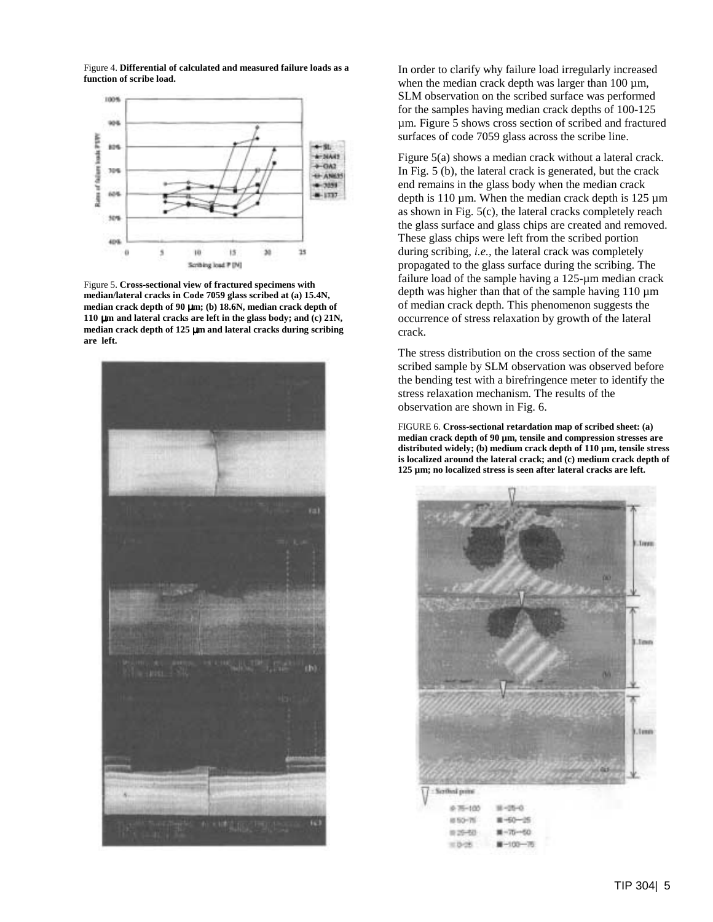Figure 4. **Differential of calculated and measured failure loads as a function of scribe load.**

Figure 5. **Cross-sectional view of fractured specimens with median/lateral cracks in Code 7059 glass scribed at (a) 15.4N, median crack depth of 90 µm; (b) 18.6N, median crack depth of 110 µm and lateral cracks are left in the glass body; and (c) 21N, median crack depth of 125 µm and lateral cracks during scribing are left.**

In order to clarify why failure load irregularly increased when the median crack depth was larger than 100 µm, SLM observation on the scribed surface was performed for the samples having median crack depths of 100-125 µm. Figure 5 shows cross section of scribed and fractured surfaces of code 7059 glass across the scribe line.

Figure 5(a) shows a median crack without a lateral crack. In Fig. 5 (b), the lateral crack is generated, but the crack end remains in the glass body when the median crack depth is 110 µm. When the median crack depth is 125 µm as shown in Fig. 5(c), the lateral cracks completely reach the glass surface and glass chips are created and removed. These glass chips were left from the scribed portion during scribing, *i.e.*, the lateral crack was completely propagated to the glass surface during the scribing. The failure load of the sample having a 125-µm median crack depth was higher than that of the sample having 110 µm of median crack depth. This phenomenon suggests the occurrence of stress relaxation by growth of the lateral crack.

The stress distribution on the cross section of the same scribed sample by SLM observation was observed before the bending test with a birefringence meter to identify the stress relaxation mechanism. The results of the observation are shown in Fig. 6.

FIGURE 6. **Cross-sectional retardation map of scribed sheet: (a) median crack depth of 90 µm, tensile and compression stresses are distributed widely; (b) medium crack depth of 110 µm, tensile stress is localized around the lateral crack; and (c) medium crack depth of 125 µm; no localized stress is seen after lateral cracks are left.**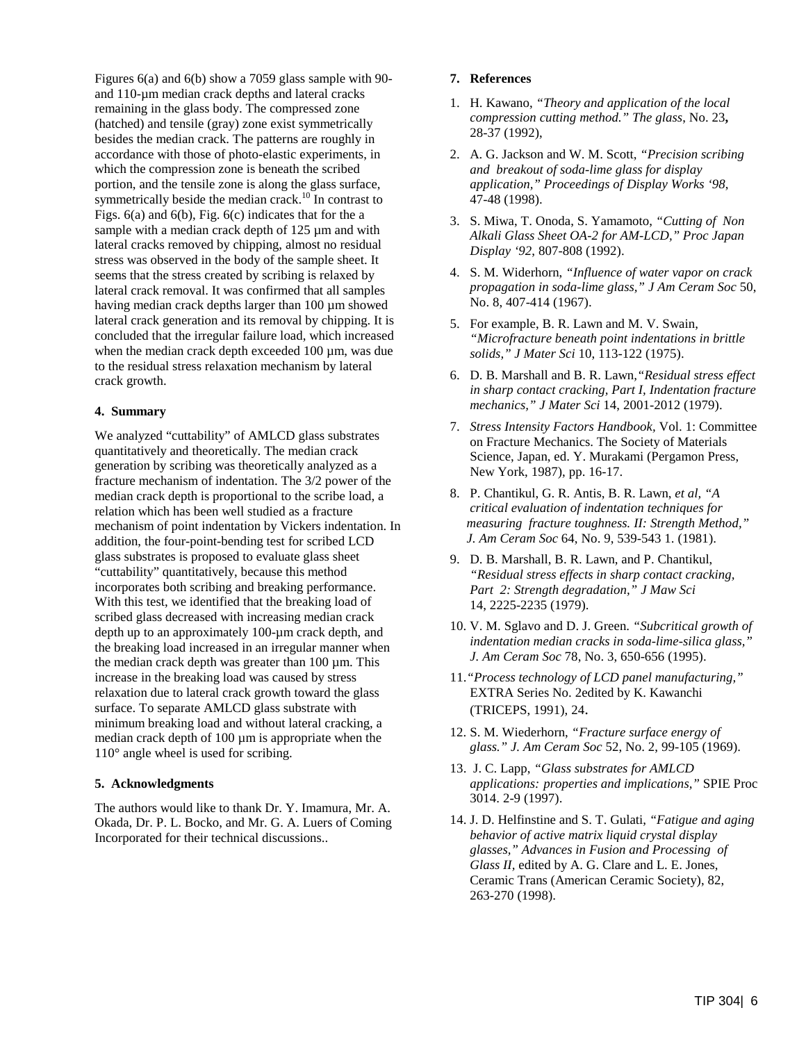Figures 6(a) and 6(b) show a 7059 glass sample with 90- and 110-µm median crack depths and lateral cracks remaining in the glass body. The compressed zone (hatched) and tensile (gray) zone exist symmetrically besides the median crack. The patterns are roughly in accordance with those of photo-elastic experiments, in which the compression zone is beneath the scribed portion, and the tensile zone is along the glass surface, symmetrically beside the median crack.[10] In contrast to Figs. 6(a) and 6(b), Fig. 6(c) indicates that for the a sample with a median crack depth of 125 µm and with lateral cracks removed by chipping, almost no residual stress was observed in the body of the sample sheet. It seems that the stress created by scribing is relaxed by lateral crack removal. It was confirmed that all samples having median crack depths larger than 100 µm showed lateral crack generation and its removal by chipping. It is concluded that the irregular failure load, which increased when the median crack depth exceeded 100 µm, was due to the residual stress relaxation mechanism by lateral crack growth.

## 4. Summary

We analyzed "cuttability" of AMLCD glass substrates quantitatively and theoretically. The median crack generation by scribing was theoretically analyzed as a fracture mechanism of indentation. The 3/2 power of the median crack depth is proportional to the scribe load, a relation which has been well studied as a fracture mechanism of point indentation by Vickers indentation. In addition, the four-point-bending test for scribed LCD glass substrates is proposed to evaluate glass sheet "cuttability" quantitatively, because this method incorporates both scribing and breaking performance. With this test, we identified that the breaking load of scribed glass decreased with increasing median crack depth up to an approximately 100-µm crack depth, and the breaking load increased in an irregular manner when the median crack depth was greater than 100 µm. This increase in the breaking load was caused by stress relaxation due to lateral crack growth toward the glass surface. To separate AMLCD glass substrate with minimum breaking load and without lateral cracking, a median crack depth of 100 µm is appropriate when the 110° angle wheel is used for scribing.

## 5. Acknowledgments

The authors would like to thank Dr. Y. Imamura, Mr. A. Okada, Dr. P. L. Bocko, and Mr. G. A. Luers of Coming Incorporated for their technical discussions..

## 7. References

1. H. Kawano, *"Theory and application of the local compression cutting method." The glass*, No. 23**,** 28-37 (1992),
2. A. G. Jackson and W. M. Scott, *"Precision scribing and breakout of soda-lime glass for display application," Proceedings of Display Works '98*, 47-48 (1998).
3. S. Miwa, T. Onoda, S. Yamamoto, *"Cutting of Non Alkali Glass Sheet OA-2 for AM-LCD," Proc Japan Display '92*, 807-808 (1992).
4. S. M. Widerhorn, *"Influence of water vapor on crack propagation in soda-lime glass," J Am Ceram Soc* 50, No. 8, 407-414 (1967).
5. For example, B. R. Lawn and M. V. Swain, *"Microfracture beneath point indentations in brittle solids," J Mater Sci* 10, 113-122 (1975).
6. D. B. Marshall and B. R. Lawn,*"Residual stress effect in sharp contact cracking, Part I, Indentation fracture mechanics," J Mater Sci* 14, 2001-2012 (1979).
7. *Stress Intensity Factors Handbook*, Vol. 1: Committee on Fracture Mechanics. The Society of Materials Science, Japan, ed. Y. Murakami (Pergamon Press, New York, 1987), pp. 16-17.
8. P. Chantikul, G. R. Antis, B. R. Lawn, *et al*, *"A critical evaluation of indentation techniques for measuring fracture toughness. II: Strength Method," J. Am Ceram Soc* 64, No. 9, 539-543 1. (1981).
9. D. B. Marshall, B. R. Lawn, and P. Chantikul, *"Residual stress effects in sharp contact cracking, Part 2: Strength degradation," J Maw Sci* 14, 2225-2235 (1979).
10. V. M. Sglavo and D. J. Green. *"Subcritical growth of indentation median cracks in soda-lime-silica glass," J. Am Ceram Soc* 78, No. 3, 650-656 (1995).
11. *"Process technology of LCD panel manufacturing,"* EXTRA Series No. 2edited by K. Kawanchi (TRICEPS, 1991), 24.
12. S. M. Wiederhorn, *"Fracture surface energy of glass." J. Am Ceram Soc* 52, No. 2, 99-105 (1969).
13. J. C. Lapp, *"Glass substrates for AMLCD applications: properties and implications,"* SPIE Proc 3014. 2-9 (1997).
14. J. D. Helfinstine and S. T. Gulati, *"Fatigue and aging behavior of active matrix liquid crystal display glasses," Advances in Fusion and Processing of Glass II*, edited by A. G. Clare and L. E. Jones, Ceramic Trans (American Ceramic Society), 82, 263-270 (1998).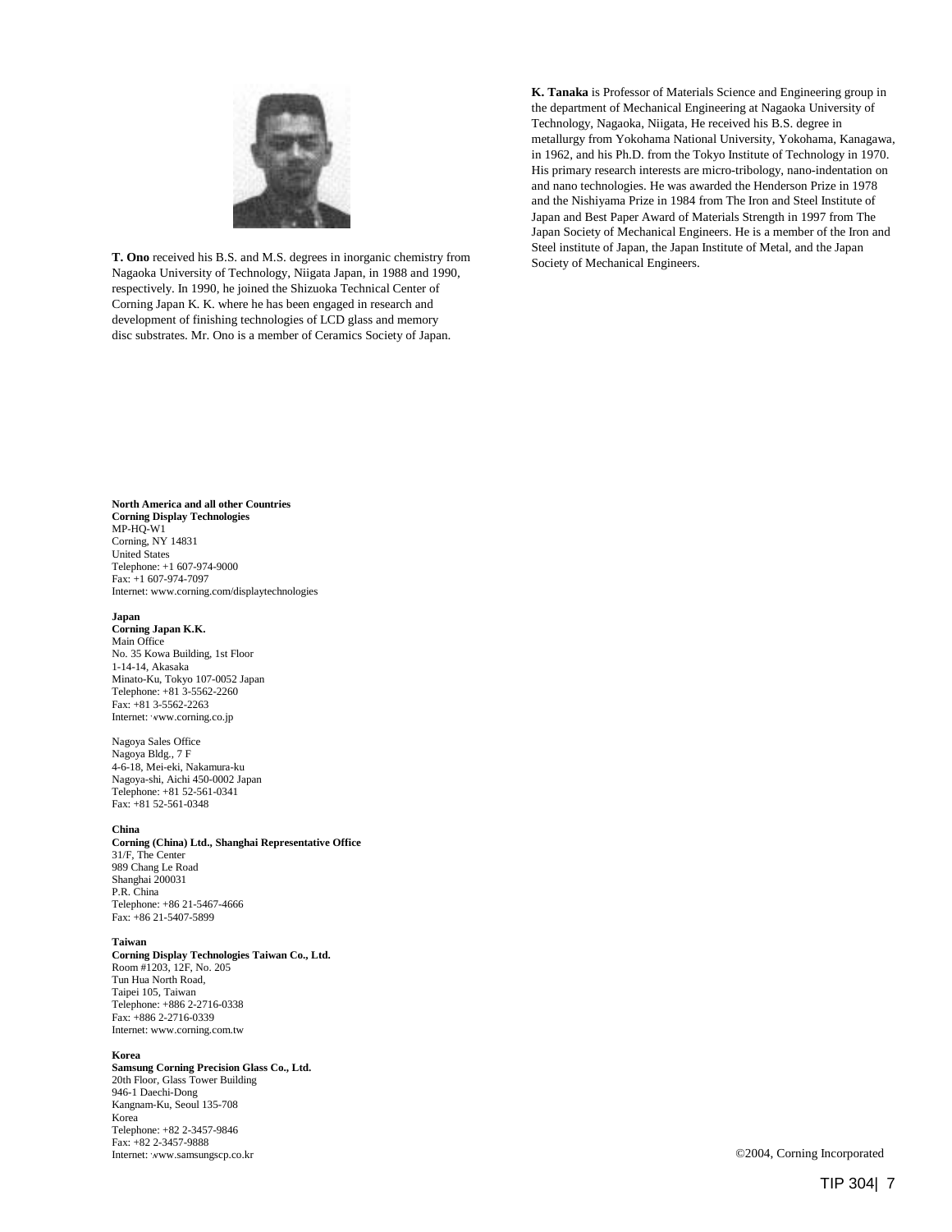**T. Ono** received his B.S. and M.S. degrees in inorganic chemistry from Nagaoka University of Technology, Niigata Japan, in 1988 and 1990, respectively. In 1990, he joined the Shizuoka Technical Center of Corning Japan K. K. where he has been engaged in research and development of finishing technologies of LCD glass and memory disc substrates. Mr. Ono is a member of Ceramics Society of Japan.

**K. Tanaka** is Professor of Materials Science and Engineering group in the department of Mechanical Engineering at Nagaoka University of Technology, Nagaoka, Niigata, He received his B.S. degree in metallurgy from Yokohama National University, Yokohama, Kanagawa, in 1962, and his Ph.D. from the Tokyo Institute of Technology in 1970. His primary research interests are micro-tribology, nano-indentation on and nano technologies. He was awarded the Henderson Prize in 1978 and the Nishiyama Prize in 1984 from The Iron and Steel Institute of Japan and Best Paper Award of Materials Strength in 1997 from The Japan Society of Mechanical Engineers. He is a member of the Iron and Steel institute of Japan, the Japan Institute of Metal, and the Japan Society of Mechanical Engineers.

**North America and all other Countries**
**Corning Display Technologies**
MP-HQ-W1
Corning, NY 14831
United States
Telephone: +1 607-974-9000
Fax: +1 607-974-7097
Internet: www.corning.com/displaytechnologies

**Japan**
**Corning Japan K.K.**
Main Office
No. 35 Kowa Building, 1st Floor
1-14-14, Akasaka
Minato-Ku, Tokyo 107-0052 Japan
Telephone: +81 3-5562-2260
Fax: +81 3-5562-2263
Internet: www.corning.co.jp

Nagoya Sales Office
Nagoya Bldg., 7 F
4-6-18, Mei-eki, Nakamura-ku
Nagoya-shi, Aichi 450-0002 Japan
Telephone: +81 52-561-0341
Fax: +81 52-561-0348

**China**
**Corning (China) Ltd., Shanghai Representative Office**
31/F, The Center
989 Chang Le Road
Shanghai 200031
P.R. China
Telephone: +86 21-5467-4666
Fax: +86 21-5407-5899

**Taiwan**
**Corning Display Technologies Taiwan Co., Ltd.**
Room #1203, 12F, No. 205
Tun Hua North Road,
Taipei 105, Taiwan
Telephone: +886 2-2716-0338
Fax: +886 2-2716-0339
Internet: www.corning.com.tw

**Korea**
**Samsung Corning Precision Glass Co., Ltd.**
20th Floor, Glass Tower Building
946-1 Daechi-Dong
Kangnam-Ku, Seoul 135-708
Korea
Telephone: +82 2-3457-9846
Fax: +82 2-3457-9888
Internet: www.samsungscp.co.kr

©2004, Corning Incorporated